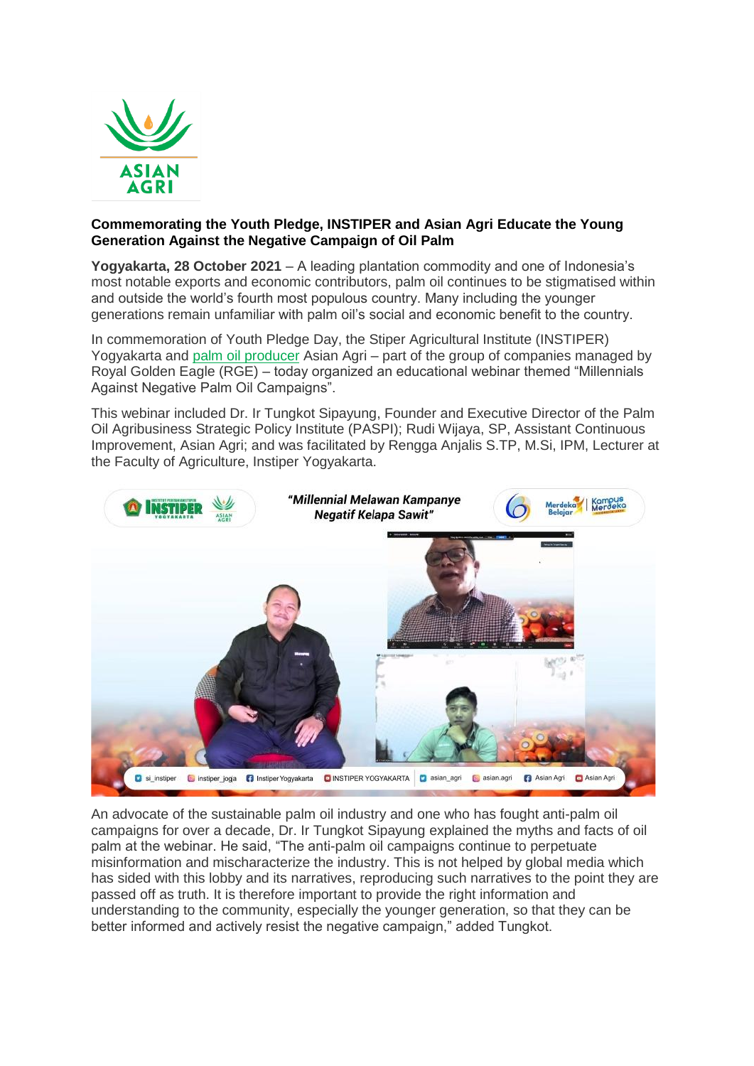**Commemorating the Youth Pledge, INSTIPER and Asian Agri Educate the Young Generation Against the Negative Campaign of Oil Palm**

**Yogyakarta, 28 October 2021** – A leading plantation commodity and one of Indonesia's most notable exports and economic contributors, palm oil continues to be stigmatised within and outside the world's fourth most populous country. Many including the younger generations remain unfamiliar with palm oil's social and economic benefit to the country.

In commemoration of Youth Pledge Day, the Stiper Agricultural Institute (INSTIPER) Yogyakarta and palm oil producer Asian Agri – part of the group of companies managed by Royal Golden Eagle (RGE) – today organized an educational webinar themed "Millennials Against Negative Palm Oil Campaigns".

This webinar included Dr. Ir Tungkot Sipayung, Founder and Executive Director of the Palm Oil Agribusiness Strategic Policy Institute (PASPI); Rudi Wijaya, SP, Assistant Continuous Improvement, Asian Agri; and was facilitated by Rengga Anjalis S.TP, M.Si, IPM, Lecturer at the Faculty of Agriculture, Instiper Yogyakarta.

An advocate of the sustainable palm oil industry and one who has fought anti-palm oil campaigns for over a decade, Dr. Ir Tungkot Sipayung explained the myths and facts of oil palm at the webinar. He said, "The anti-palm oil campaigns continue to perpetuate misinformation and mischaracterize the industry. This is not helped by global media which has sided with this lobby and its narratives, reproducing such narratives to the point they are passed off as truth. It is therefore important to provide the right information and understanding to the community, especially the younger generation, so that they can be better informed and actively resist the negative campaign," added Tungkot.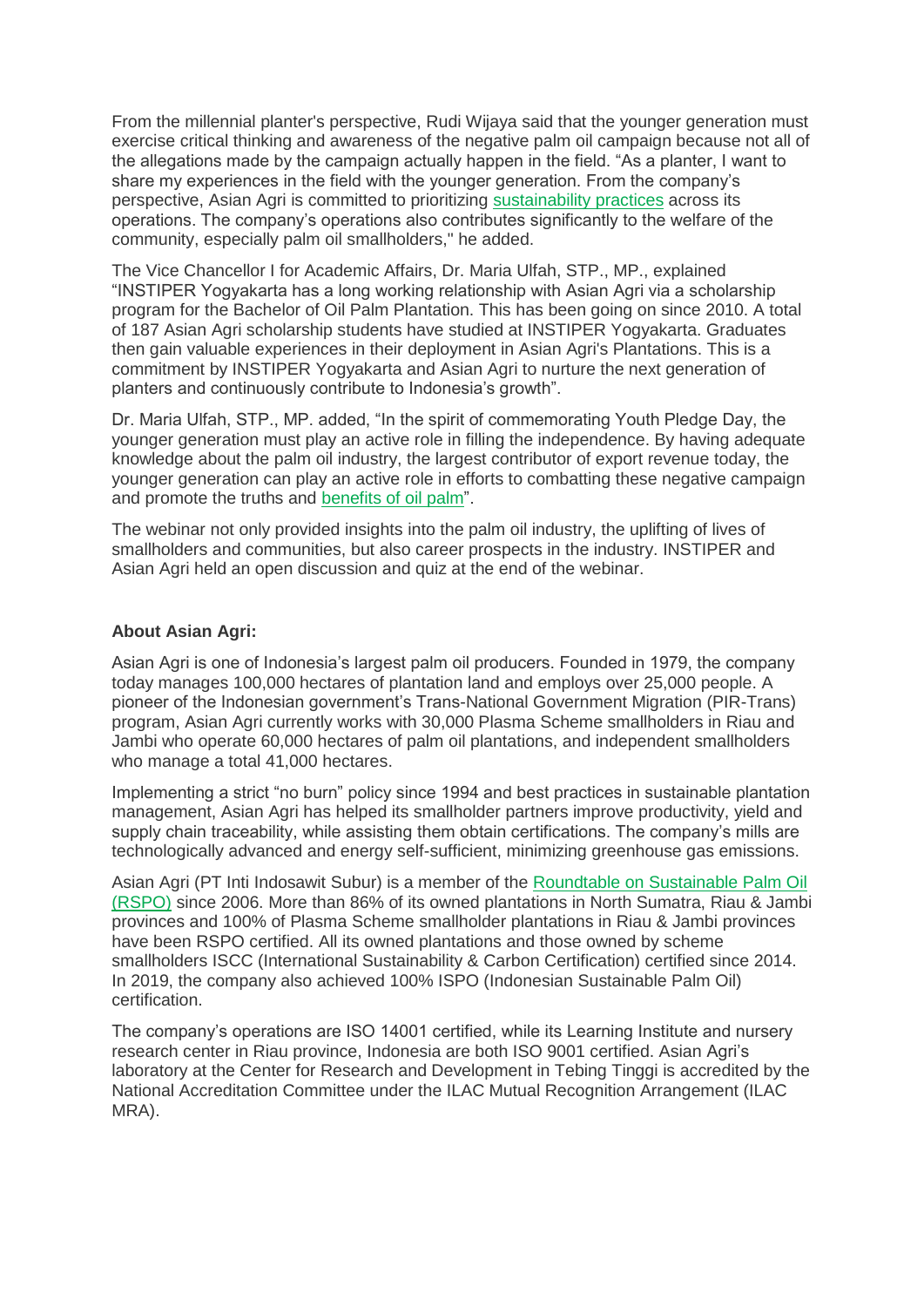From the millennial planter's perspective, Rudi Wijaya said that the younger generation must exercise critical thinking and awareness of the negative palm oil campaign because not all of the allegations made by the campaign actually happen in the field. “As a planter, I want to share my experiences in the field with the younger generation. From the company’s perspective, Asian Agri is committed to prioritizing sustainability practices across its operations. The company’s operations also contributes significantly to the welfare of the community, especially palm oil smallholders," he added.

The Vice Chancellor I for Academic Affairs, Dr. Maria Ulfah, STP., MP., explained “INSTIPER Yogyakarta has a long working relationship with Asian Agri via a scholarship program for the Bachelor of Oil Palm Plantation. This has been going on since 2010. A total of 187 Asian Agri scholarship students have studied at INSTIPER Yogyakarta. Graduates then gain valuable experiences in their deployment in Asian Agri's Plantations. This is a commitment by INSTIPER Yogyakarta and Asian Agri to nurture the next generation of planters and continuously contribute to Indonesia’s growth”.

Dr. Maria Ulfah, STP., MP. added, “In the spirit of commemorating Youth Pledge Day, the younger generation must play an active role in filling the independence. By having adequate knowledge about the palm oil industry, the largest contributor of export revenue today, the younger generation can play an active role in efforts to combatting these negative campaign and promote the truths and benefits of oil palm”.

The webinar not only provided insights into the palm oil industry, the uplifting of lives of smallholders and communities, but also career prospects in the industry. INSTIPER and Asian Agri held an open discussion and quiz at the end of the webinar.

**About Asian Agri:**

Asian Agri is one of Indonesia’s largest palm oil producers. Founded in 1979, the company today manages 100,000 hectares of plantation land and employs over 25,000 people. A pioneer of the Indonesian government’s Trans-National Government Migration (PIR-Trans) program, Asian Agri currently works with 30,000 Plasma Scheme smallholders in Riau and Jambi who operate 60,000 hectares of palm oil plantations, and independent smallholders who manage a total 41,000 hectares.

Implementing a strict “no burn” policy since 1994 and best practices in sustainable plantation management, Asian Agri has helped its smallholder partners improve productivity, yield and supply chain traceability, while assisting them obtain certifications. The company’s mills are technologically advanced and energy self-sufficient, minimizing greenhouse gas emissions.

Asian Agri (PT Inti Indosawit Subur) is a member of the Roundtable on Sustainable Palm Oil (RSPO) since 2006. More than 86% of its owned plantations in North Sumatra, Riau & Jambi provinces and 100% of Plasma Scheme smallholder plantations in Riau & Jambi provinces have been RSPO certified. All its owned plantations and those owned by scheme smallholders ISCC (International Sustainability & Carbon Certification) certified since 2014. In 2019, the company also achieved 100% ISPO (Indonesian Sustainable Palm Oil) certification.

The company’s operations are ISO 14001 certified, while its Learning Institute and nursery research center in Riau province, Indonesia are both ISO 9001 certified. Asian Agri’s laboratory at the Center for Research and Development in Tebing Tinggi is accredited by the National Accreditation Committee under the ILAC Mutual Recognition Arrangement (ILAC MRA).